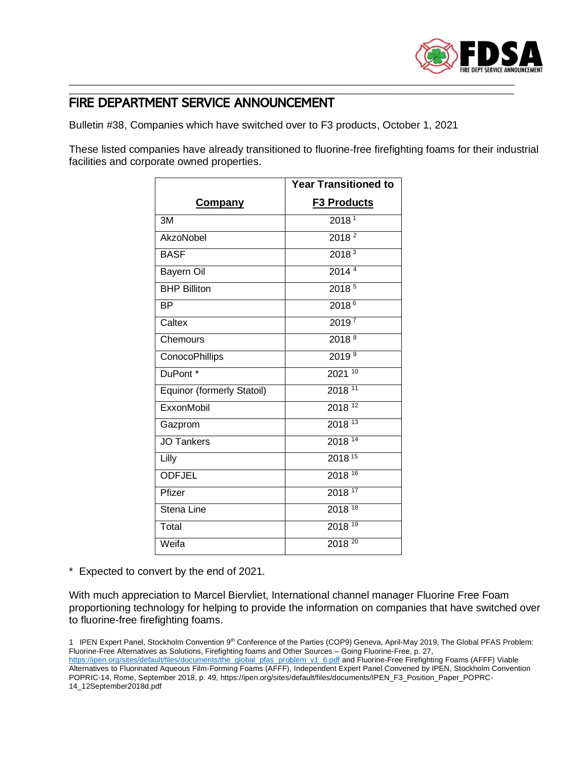# FIRE DEPARTMENT SERVICE ANNOUNCEMENT

Bulletin #38, Companies which have switched over to F3 products, October 1, 2021

These listed companies have already transitioned to fluorine-free firefighting foams for their industrial facilities and corporate owned properties.

| **Company** | **Year Transitioned to F3 Products** |
|---|---|
| 3M | 2018 [1] |
| AkzoNobel | 2018 [2] |
| BASF | 2018 [3] |
| Bayern Oil | 2014 [4] |
| BHP Billiton | 2018 [5] |
| BP | 2018 [6] |
| Caltex | 2019 [7] |
| Chemours | 2018 [8] |
| ConocoPhillips | 2019 [9] |
| DuPont * | 2021 [10] |
| Equinor (formerly Statoil) | 2018 [11] |
| ExxonMobil | 2018 [12] |
| Gazprom | 2018 [13] |
| JO Tankers | 2018 [14] |
| Lilly | 2018 [15] |
| ODFJEL | 2018 [16] |
| Pfizer | 2018 [17] |
| Stena Line | 2018 [18] |
| Total | 2018 [19] |
| Weifa | 2018 [20] |

\* Expected to convert by the end of 2021.

With much appreciation to Marcel Biervliet, International channel manager Fluorine Free Foam proportioning technology for helping to provide the information on companies that have switched over to fluorine-free firefighting foams.

1 IPEN Expert Panel, Stockholm Convention 9th Conference of the Parties (COP9) Geneva, April-May 2019, The Global PFAS Problem: Fluorine-Free Alternatives as Solutions, Firefighting foams and Other Sources – Going Fluorine-Free, p. 27, https://ipen.org/sites/default/files/documents/the_global_pfas_problem_v1_6.pdf and Fluorine-Free Firefighting Foams (AFFF) Viable Alternatives to Fluorinated Aqueous Film-Forming Foams (AFFF), Independent Expert Panel Convened by IPEN, Stockholm Convention POPRIC-14, Rome, September 2018, p. 49, https://ipen.org/sites/default/files/documents/IPEN_F3_Position_Paper_POPRC-14_12September2018d.pdf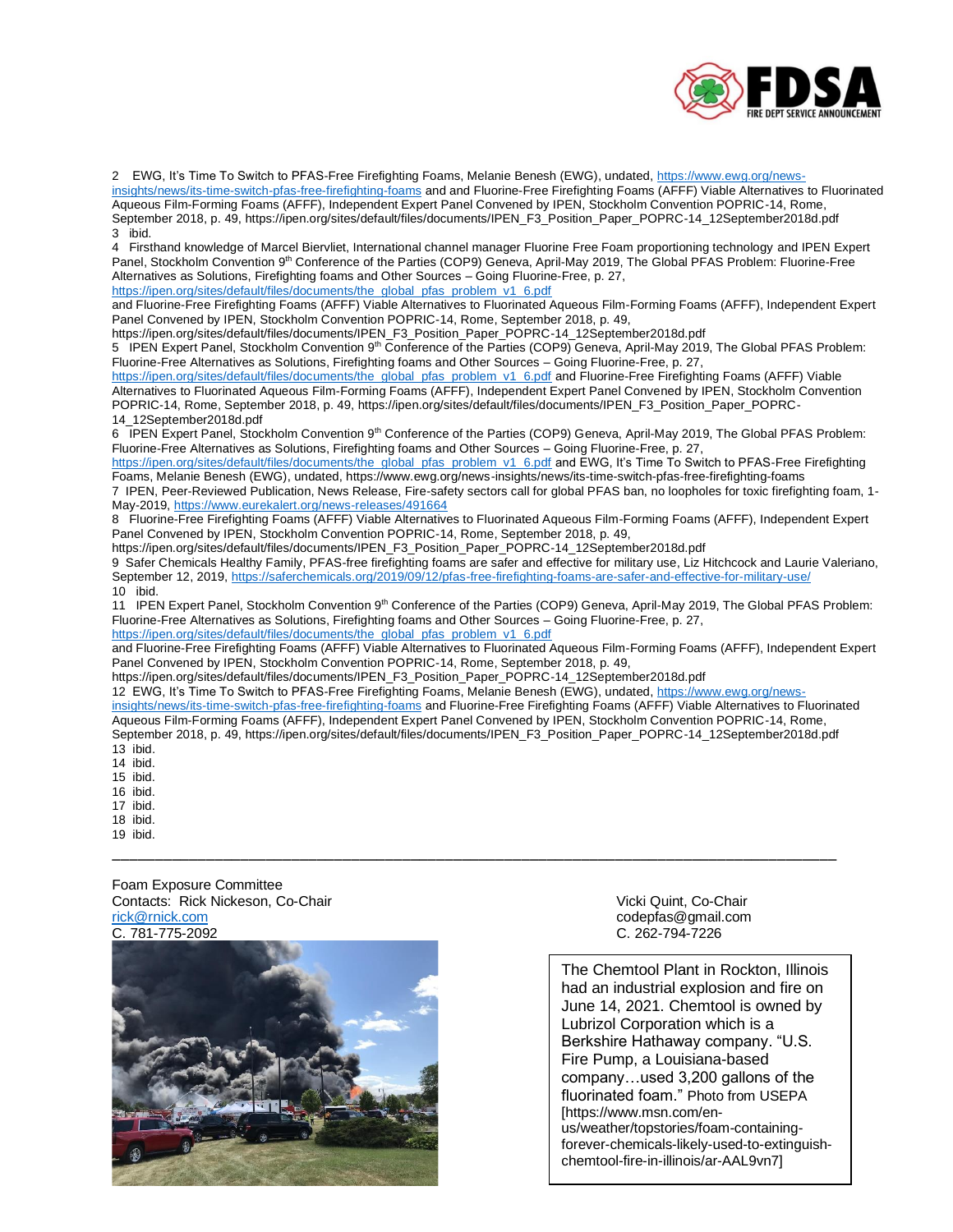2 EWG, It's Time To Switch to PFAS-Free Firefighting Foams, Melanie Benesh (EWG), undated, https://www.ewg.org/news-insights/news/its-time-switch-pfas-free-firefighting-foams and and Fluorine-Free Firefighting Foams (AFFF) Viable Alternatives to Fluorinated Aqueous Film-Forming Foams (AFFF), Independent Expert Panel Convened by IPEN, Stockholm Convention POPRIC-14, Rome, September 2018, p. 49, https://ipen.org/sites/default/files/documents/IPEN_F3_Position_Paper_POPRC-14_12September2018d.pdf

3 ibid.

4 Firsthand knowledge of Marcel Biervliet, International channel manager Fluorine Free Foam proportioning technology and IPEN Expert Panel, Stockholm Convention 9th Conference of the Parties (COP9) Geneva, April-May 2019, The Global PFAS Problem: Fluorine-Free Alternatives as Solutions, Firefighting foams and Other Sources – Going Fluorine-Free, p. 27, https://ipen.org/sites/default/files/documents/the_global_pfas_problem_v1_6.pdf and Fluorine-Free Firefighting Foams (AFFF) Viable Alternatives to Fluorinated Aqueous Film-Forming Foams (AFFF), Independent Expert Panel Convened by IPEN, Stockholm Convention POPRIC-14, Rome, September 2018, p. 49, https://ipen.org/sites/default/files/documents/IPEN_F3_Position_Paper_POPRC-14_12September2018d.pdf

5 IPEN Expert Panel, Stockholm Convention 9th Conference of the Parties (COP9) Geneva, April-May 2019, The Global PFAS Problem: Fluorine-Free Alternatives as Solutions, Firefighting foams and Other Sources – Going Fluorine-Free, p. 27, https://ipen.org/sites/default/files/documents/the_global_pfas_problem_v1_6.pdf and Fluorine-Free Firefighting Foams (AFFF) Viable Alternatives to Fluorinated Aqueous Film-Forming Foams (AFFF), Independent Expert Panel Convened by IPEN, Stockholm Convention POPRIC-14, Rome, September 2018, p. 49, https://ipen.org/sites/default/files/documents/IPEN_F3_Position_Paper_POPRC-14_12September2018d.pdf

6 IPEN Expert Panel, Stockholm Convention 9th Conference of the Parties (COP9) Geneva, April-May 2019, The Global PFAS Problem: Fluorine-Free Alternatives as Solutions, Firefighting foams and Other Sources – Going Fluorine-Free, p. 27, https://ipen.org/sites/default/files/documents/the_global_pfas_problem_v1_6.pdf and EWG, It's Time To Switch to PFAS-Free Firefighting Foams, Melanie Benesh (EWG), undated, https://www.ewg.org/news-insights/news/its-time-switch-pfas-free-firefighting-foams

7 IPEN, Peer-Reviewed Publication, News Release, Fire-safety sectors call for global PFAS ban, no loopholes for toxic firefighting foam, 1-May-2019, https://www.eurekalert.org/news-releases/491664

8 Fluorine-Free Firefighting Foams (AFFF) Viable Alternatives to Fluorinated Aqueous Film-Forming Foams (AFFF), Independent Expert Panel Convened by IPEN, Stockholm Convention POPRIC-14, Rome, September 2018, p. 49, https://ipen.org/sites/default/files/documents/IPEN_F3_Position_Paper_POPRC-14_12September2018d.pdf

9 Safer Chemicals Healthy Family, PFAS-free firefighting foams are safer and effective for military use, Liz Hitchcock and Laurie Valeriano, September 12, 2019, https://saferchemicals.org/2019/09/12/pfas-free-firefighting-foams-are-safer-and-effective-for-military-use/

10 ibid.

11 IPEN Expert Panel, Stockholm Convention 9th Conference of the Parties (COP9) Geneva, April-May 2019, The Global PFAS Problem: Fluorine-Free Alternatives as Solutions, Firefighting foams and Other Sources – Going Fluorine-Free, p. 27, https://ipen.org/sites/default/files/documents/the_global_pfas_problem_v1_6.pdf and Fluorine-Free Firefighting Foams (AFFF) Viable Alternatives to Fluorinated Aqueous Film-Forming Foams (AFFF), Independent Expert Panel Convened by IPEN, Stockholm Convention POPRIC-14, Rome, September 2018, p. 49, https://ipen.org/sites/default/files/documents/IPEN_F3_Position_Paper_POPRC-14_12September2018d.pdf

12 EWG, It's Time To Switch to PFAS-Free Firefighting Foams, Melanie Benesh (EWG), undated, https://www.ewg.org/news-insights/news/its-time-switch-pfas-free-firefighting-foams and Fluorine-Free Firefighting Foams (AFFF) Viable Alternatives to Fluorinated Aqueous Film-Forming Foams (AFFF), Independent Expert Panel Convened by IPEN, Stockholm Convention POPRIC-14, Rome, September 2018, p. 49, https://ipen.org/sites/default/files/documents/IPEN_F3_Position_Paper_POPRC-14_12September2018d.pdf

13 ibid.
14 ibid.
15 ibid.
16 ibid.
17 ibid.
18 ibid.
19 ibid.

---

Foam Exposure Committee

Contacts: Rick Nickeson, Co-Chair
rick@rnick.com
C. 781-775-2092

Vicki Quint, Co-Chair
codepfas@gmail.com
C. 262-794-7226

The Chemtool Plant in Rockton, Illinois had an industrial explosion and fire on June 14, 2021. Chemtool is owned by Lubrizol Corporation which is a Berkshire Hathaway company. "U.S. Fire Pump, a Louisiana-based company…used 3,200 gallons of the fluorinated foam." Photo from USEPA [https://www.msn.com/en-us/weather/topstories/foam-containing-forever-chemicals-likely-used-to-extinguish-chemtool-fire-in-illinois/ar-AAL9vn7]